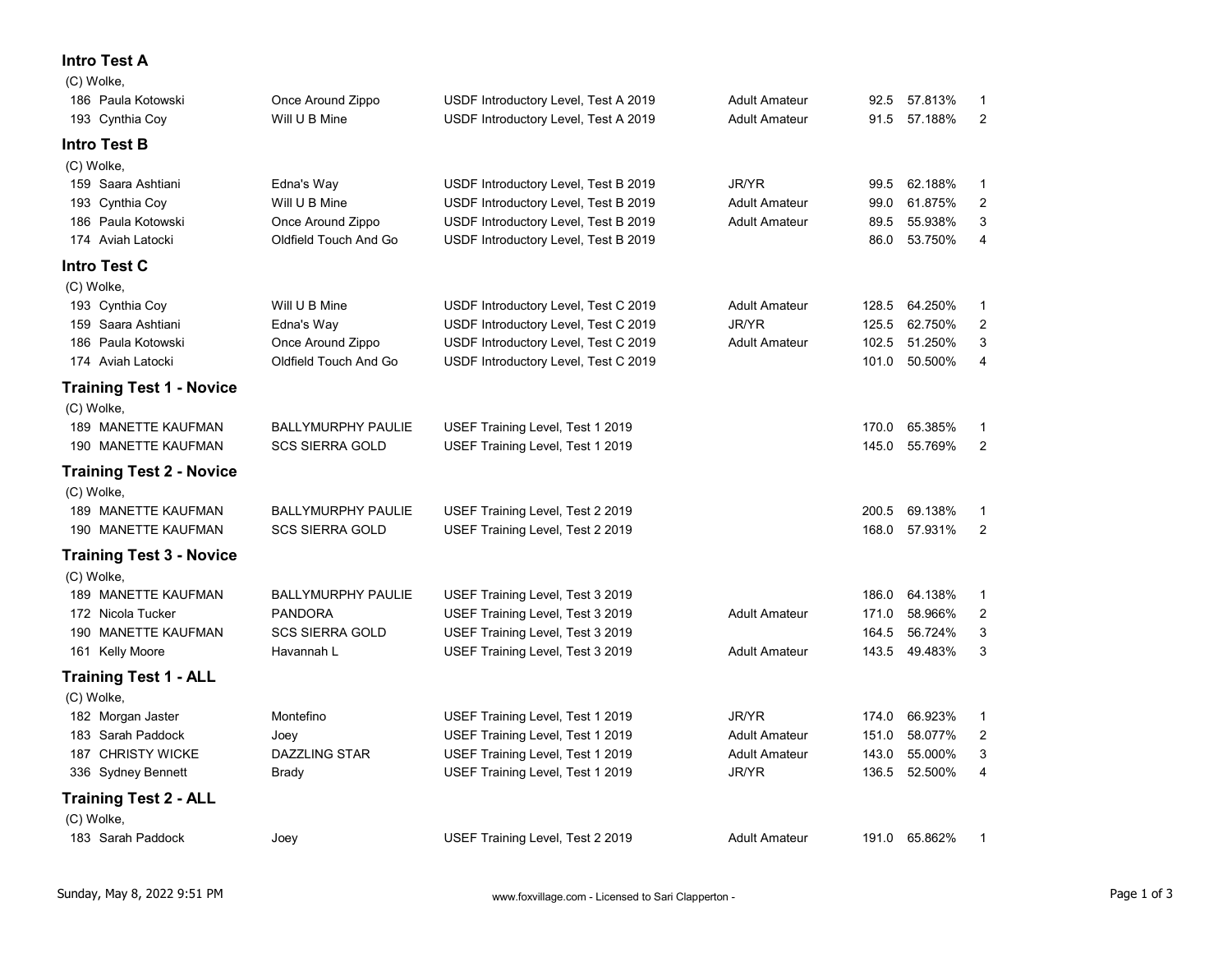## Intro Test A

(C) Wolke,

| No. | Rider | Horse | Test | Division | Score | % | Place |
|---|---|---|---|---|---|---|---|
| 186 | Paula Kotowski | Once Around Zippo | USDF Introductory Level, Test A 2019 | Adult Amateur | 92.5 | 57.813% | 1 |
| 193 | Cynthia Coy | Will U B Mine | USDF Introductory Level, Test A 2019 | Adult Amateur | 91.5 | 57.188% | 2 |

## Intro Test B

(C) Wolke,

| No. | Rider | Horse | Test | Division | Score | % | Place |
|---|---|---|---|---|---|---|---|
| 159 | Saara Ashtiani | Edna's Way | USDF Introductory Level, Test B 2019 | JR/YR | 99.5 | 62.188% | 1 |
| 193 | Cynthia Coy | Will U B Mine | USDF Introductory Level, Test B 2019 | Adult Amateur | 99.0 | 61.875% | 2 |
| 186 | Paula Kotowski | Once Around Zippo | USDF Introductory Level, Test B 2019 | Adult Amateur | 89.5 | 55.938% | 3 |
| 174 | Aviah Latocki | Oldfield Touch And Go | USDF Introductory Level, Test B 2019 | | 86.0 | 53.750% | 4 |

## Intro Test C

(C) Wolke,

| No. | Rider | Horse | Test | Division | Score | % | Place |
|---|---|---|---|---|---|---|---|
| 193 | Cynthia Coy | Will U B Mine | USDF Introductory Level, Test C 2019 | Adult Amateur | 128.5 | 64.250% | 1 |
| 159 | Saara Ashtiani | Edna's Way | USDF Introductory Level, Test C 2019 | JR/YR | 125.5 | 62.750% | 2 |
| 186 | Paula Kotowski | Once Around Zippo | USDF Introductory Level, Test C 2019 | Adult Amateur | 102.5 | 51.250% | 3 |
| 174 | Aviah Latocki | Oldfield Touch And Go | USDF Introductory Level, Test C 2019 | | 101.0 | 50.500% | 4 |

## Training Test 1 - Novice

(C) Wolke,

| No. | Rider | Horse | Test | Division | Score | % | Place |
|---|---|---|---|---|---|---|---|
| 189 | MANETTE KAUFMAN | BALLYMURPHY PAULIE | USEF Training Level, Test 1 2019 | | 170.0 | 65.385% | 1 |
| 190 | MANETTE KAUFMAN | SCS SIERRA GOLD | USEF Training Level, Test 1 2019 | | 145.0 | 55.769% | 2 |

## Training Test 2 - Novice

(C) Wolke,

| No. | Rider | Horse | Test | Division | Score | % | Place |
|---|---|---|---|---|---|---|---|
| 189 | MANETTE KAUFMAN | BALLYMURPHY PAULIE | USEF Training Level, Test 2 2019 | | 200.5 | 69.138% | 1 |
| 190 | MANETTE KAUFMAN | SCS SIERRA GOLD | USEF Training Level, Test 2 2019 | | 168.0 | 57.931% | 2 |

## Training Test 3 - Novice

(C) Wolke,

| No. | Rider | Horse | Test | Division | Score | % | Place |
|---|---|---|---|---|---|---|---|
| 189 | MANETTE KAUFMAN | BALLYMURPHY PAULIE | USEF Training Level, Test 3 2019 | | 186.0 | 64.138% | 1 |
| 172 | Nicola Tucker | PANDORA | USEF Training Level, Test 3 2019 | Adult Amateur | 171.0 | 58.966% | 2 |
| 190 | MANETTE KAUFMAN | SCS SIERRA GOLD | USEF Training Level, Test 3 2019 | | 164.5 | 56.724% | 3 |
| 161 | Kelly Moore | Havannah L | USEF Training Level, Test 3 2019 | Adult Amateur | 143.5 | 49.483% | 3 |

## Training Test 1 - ALL

(C) Wolke,

| No. | Rider | Horse | Test | Division | Score | % | Place |
|---|---|---|---|---|---|---|---|
| 182 | Morgan Jaster | Montefino | USEF Training Level, Test 1 2019 | JR/YR | 174.0 | 66.923% | 1 |
| 183 | Sarah Paddock | Joey | USEF Training Level, Test 1 2019 | Adult Amateur | 151.0 | 58.077% | 2 |
| 187 | CHRISTY WICKE | DAZZLING STAR | USEF Training Level, Test 1 2019 | Adult Amateur | 143.0 | 55.000% | 3 |
| 336 | Sydney Bennett | Brady | USEF Training Level, Test 1 2019 | JR/YR | 136.5 | 52.500% | 4 |

## Training Test 2 - ALL

(C) Wolke,

| No. | Rider | Horse | Test | Division | Score | % | Place |
|---|---|---|---|---|---|---|---|
| 183 | Sarah Paddock | Joey | USEF Training Level, Test 2 2019 | Adult Amateur | 191.0 | 65.862% | 1 |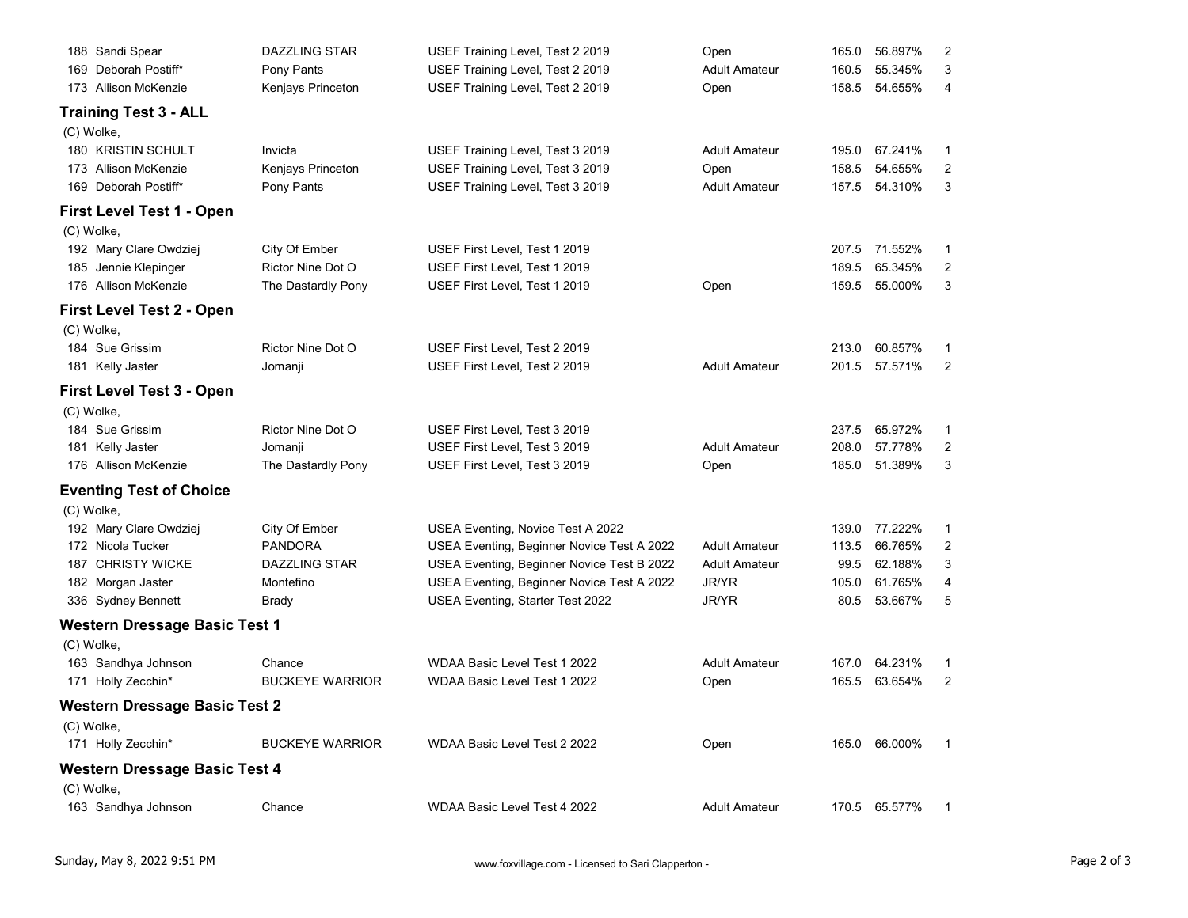| | | | | | | |
|---|---|---|---|---|---|---|
| 188 Sandi Spear | DAZZLING STAR | USEF Training Level, Test 2 2019 | Open | 165.0 | 56.897% | 2 |
| 169 Deborah Postiff* | Pony Pants | USEF Training Level, Test 2 2019 | Adult Amateur | 160.5 | 55.345% | 3 |
| 173 Allison McKenzie | Kenjays Princeton | USEF Training Level, Test 2 2019 | Open | 158.5 | 54.655% | 4 |

### Training Test 3 - ALL

(C) Wolke,

| | | | | | | |
|---|---|---|---|---|---|---|
| 180 KRISTIN SCHULT | Invicta | USEF Training Level, Test 3 2019 | Adult Amateur | 195.0 | 67.241% | 1 |
| 173 Allison McKenzie | Kenjays Princeton | USEF Training Level, Test 3 2019 | Open | 158.5 | 54.655% | 2 |
| 169 Deborah Postiff* | Pony Pants | USEF Training Level, Test 3 2019 | Adult Amateur | 157.5 | 54.310% | 3 |

### First Level Test 1 - Open

(C) Wolke,

| | | | | | | |
|---|---|---|---|---|---|---|
| 192 Mary Clare Owdziej | City Of Ember | USEF First Level, Test 1 2019 | | 207.5 | 71.552% | 1 |
| 185 Jennie Klepinger | Rictor Nine Dot O | USEF First Level, Test 1 2019 | | 189.5 | 65.345% | 2 |
| 176 Allison McKenzie | The Dastardly Pony | USEF First Level, Test 1 2019 | Open | 159.5 | 55.000% | 3 |

### First Level Test 2 - Open

(C) Wolke,

| | | | | | | |
|---|---|---|---|---|---|---|
| 184 Sue Grissim | Rictor Nine Dot O | USEF First Level, Test 2 2019 | | 213.0 | 60.857% | 1 |
| 181 Kelly Jaster | Jomanji | USEF First Level, Test 2 2019 | Adult Amateur | 201.5 | 57.571% | 2 |

### First Level Test 3 - Open

(C) Wolke,

| | | | | | | |
|---|---|---|---|---|---|---|
| 184 Sue Grissim | Rictor Nine Dot O | USEF First Level, Test 3 2019 | | 237.5 | 65.972% | 1 |
| 181 Kelly Jaster | Jomanji | USEF First Level, Test 3 2019 | Adult Amateur | 208.0 | 57.778% | 2 |
| 176 Allison McKenzie | The Dastardly Pony | USEF First Level, Test 3 2019 | Open | 185.0 | 51.389% | 3 |

### Eventing Test of Choice

(C) Wolke,

| | | | | | | |
|---|---|---|---|---|---|---|
| 192 Mary Clare Owdziej | City Of Ember | USEA Eventing, Novice Test A 2022 | | 139.0 | 77.222% | 1 |
| 172 Nicola Tucker | PANDORA | USEA Eventing, Beginner Novice Test A 2022 | Adult Amateur | 113.5 | 66.765% | 2 |
| 187 CHRISTY WICKE | DAZZLING STAR | USEA Eventing, Beginner Novice Test B 2022 | Adult Amateur | 99.5 | 62.188% | 3 |
| 182 Morgan Jaster | Montefino | USEA Eventing, Beginner Novice Test A 2022 | JR/YR | 105.0 | 61.765% | 4 |
| 336 Sydney Bennett | Brady | USEA Eventing, Starter Test 2022 | JR/YR | 80.5 | 53.667% | 5 |

### Western Dressage Basic Test 1

(C) Wolke,

| | | | | | | |
|---|---|---|---|---|---|---|
| 163 Sandhya Johnson | Chance | WDAA Basic Level Test 1 2022 | Adult Amateur | 167.0 | 64.231% | 1 |
| 171 Holly Zecchin* | BUCKEYE WARRIOR | WDAA Basic Level Test 1 2022 | Open | 165.5 | 63.654% | 2 |

### Western Dressage Basic Test 2

(C) Wolke,

| | | | | | | |
|---|---|---|---|---|---|---|
| 171 Holly Zecchin* | BUCKEYE WARRIOR | WDAA Basic Level Test 2 2022 | Open | 165.0 | 66.000% | 1 |

### Western Dressage Basic Test 4

(C) Wolke,

| | | | | | | |
|---|---|---|---|---|---|---|
| 163 Sandhya Johnson | Chance | WDAA Basic Level Test 4 2022 | Adult Amateur | 170.5 | 65.577% | 1 |

Sunday, May 8, 2022 9:51 PM www.foxvillage.com - Licensed to Sari Clapperton -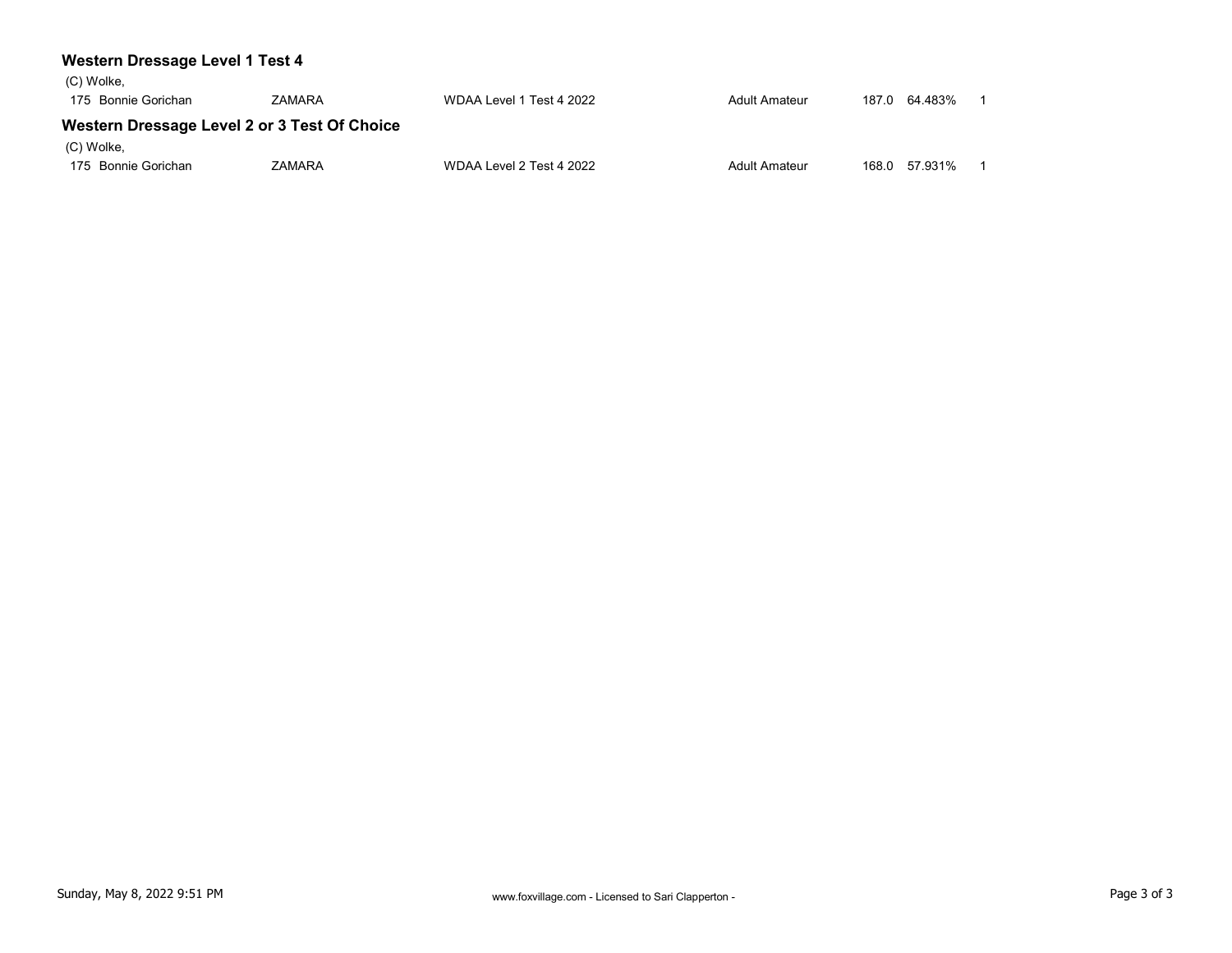### Western Dressage Level 1 Test 4

(C) Wolke,

| | | | | | | | |
|---|---|---|---|---|---|---|---|
| 175 | Bonnie Gorichan | ZAMARA | WDAA Level 1 Test 4 2022 | Adult Amateur | 187.0 | 64.483% | 1 |

### Western Dressage Level 2 or 3 Test Of Choice

(C) Wolke,

| | | | | | | | |
|---|---|---|---|---|---|---|---|
| 175 | Bonnie Gorichan | ZAMARA | WDAA Level 2 Test 4 2022 | Adult Amateur | 168.0 | 57.931% | 1 |